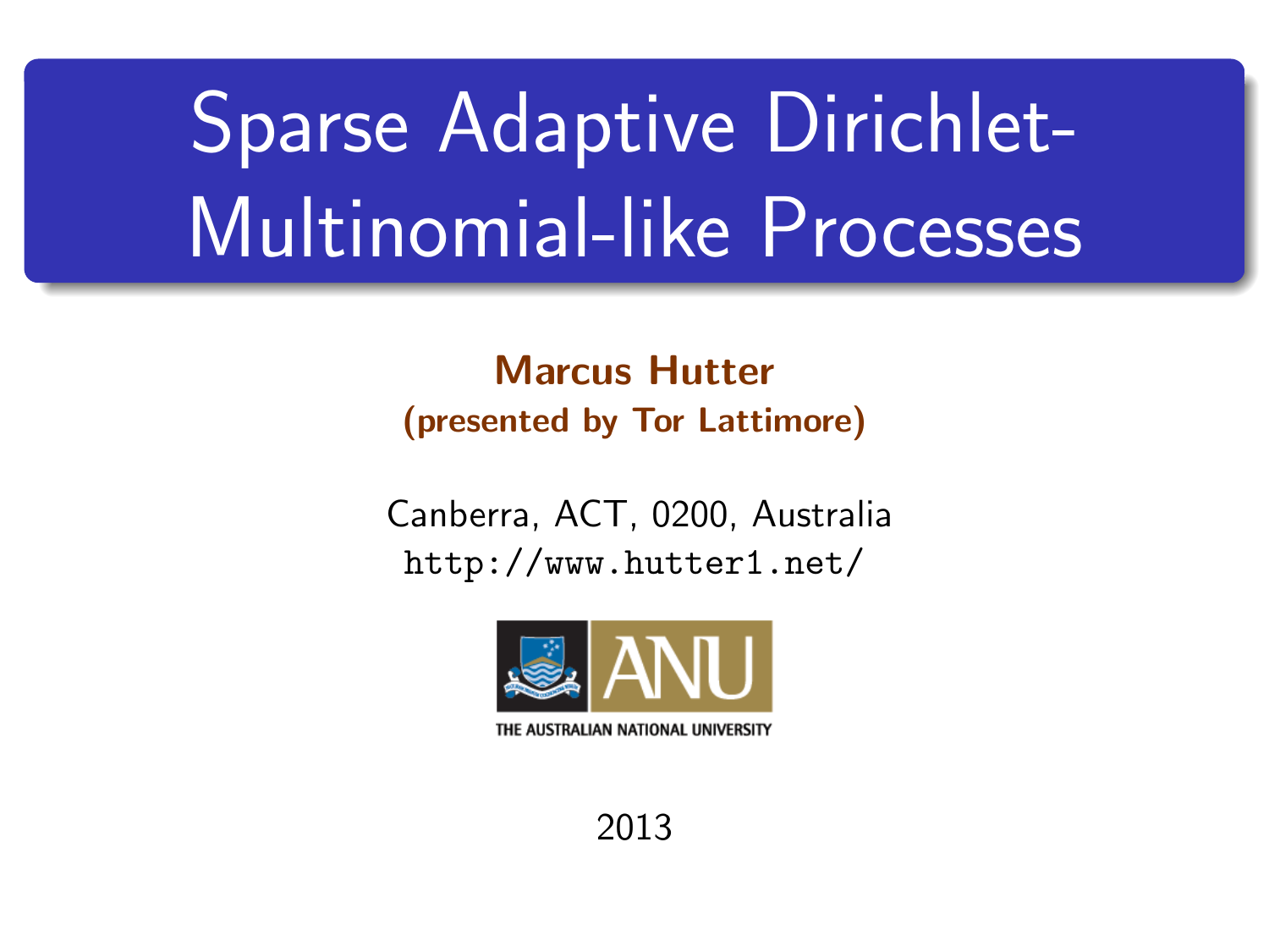# Sparse Adaptive Dirichlet-Multinomial-like Processes

**Marcus Hutter**
**(presented by Tor Lattimore)**

Canberra, ACT, 0200, Australia
http://www.hutter1.net/

THE AUSTRALIAN NATIONAL UNIVERSITY

2013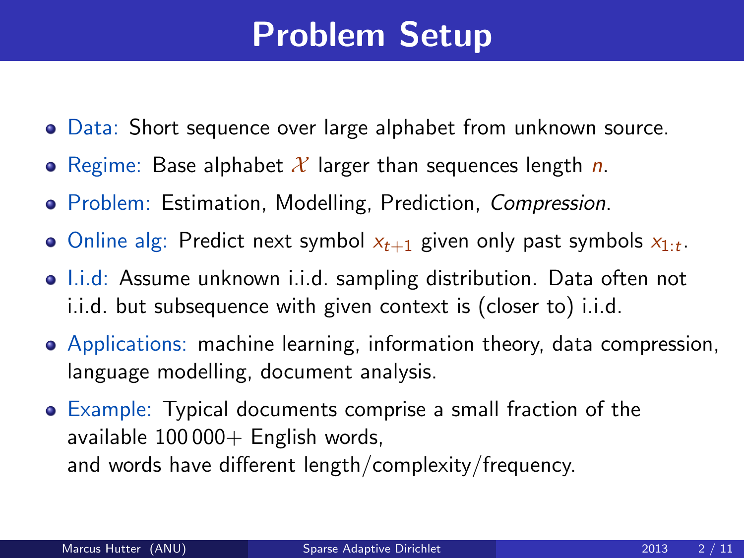# Problem Setup

- Data: Short sequence over large alphabet from unknown source.
- Regime: Base alphabet $\mathcal{X}$ larger than sequences length $n$.
- Problem: Estimation, Modelling, Prediction, *Compression*.
- Online alg: Predict next symbol $x_{t+1}$ given only past symbols $x_{1:t}$.
- I.i.d: Assume unknown i.i.d. sampling distribution. Data often not i.i.d. but subsequence with given context is (closer to) i.i.d.
- Applications: machine learning, information theory, data compression, language modelling, document analysis.
- Example: Typical documents comprise a small fraction of the available 100 000+ English words, and words have different length/complexity/frequency.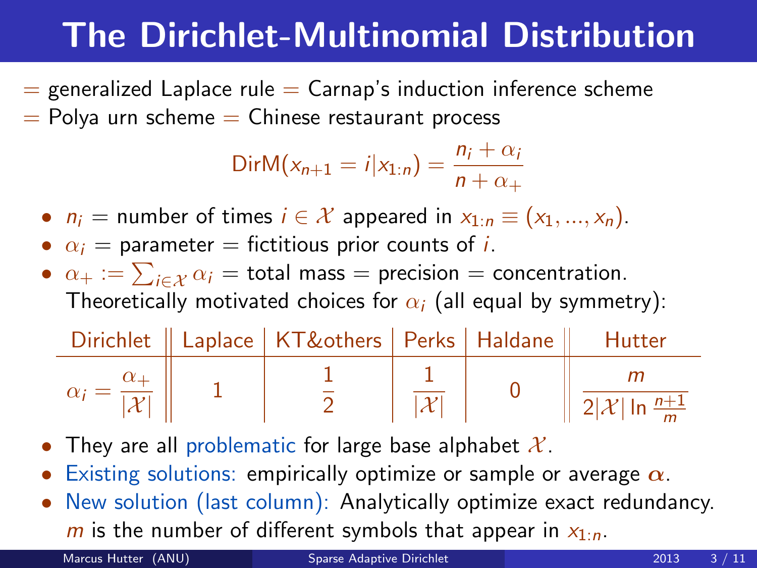# The Dirichlet-Multinomial Distribution

= generalized Laplace rule = Carnap's induction inference scheme
= Polya urn scheme = Chinese restaurant process

$$\text{DirM}(x_{n+1} = i | x_{1:n}) = \frac{n_i + \alpha_i}{n + \alpha_+}$$

- $n_i$ = number of times $i \in \mathcal{X}$ appeared in $x_{1:n} \equiv (x_1, ..., x_n)$.
- $\alpha_i$ = parameter = fictitious prior counts of $i$.
- $\alpha_+ := \sum_{i \in \mathcal{X}} \alpha_i$ = total mass = precision = concentration.
  Theoretically motivated choices for $\alpha_i$ (all equal by symmetry):

| Dirichlet | Laplace | KT&others | Perks | Haldane | Hutter |
|---|---|---|---|---|---|
| $\alpha_i = \frac{\alpha_+}{\lvert\mathcal{X}\rvert}$ | 1 | $\frac{1}{2}$ | $\frac{1}{\lvert\mathcal{X}\rvert}$ | 0 | $\frac{m}{2\lvert\mathcal{X}\rvert \ln \frac{n+1}{m}}$ |

- They are all problematic for large base alphabet $\mathcal{X}$.
- Existing solutions: empirically optimize or sample or average $\boldsymbol{\alpha}$.
- New solution (last column): Analytically optimize exact redundancy.
  $m$ is the number of different symbols that appear in $x_{1:n}$.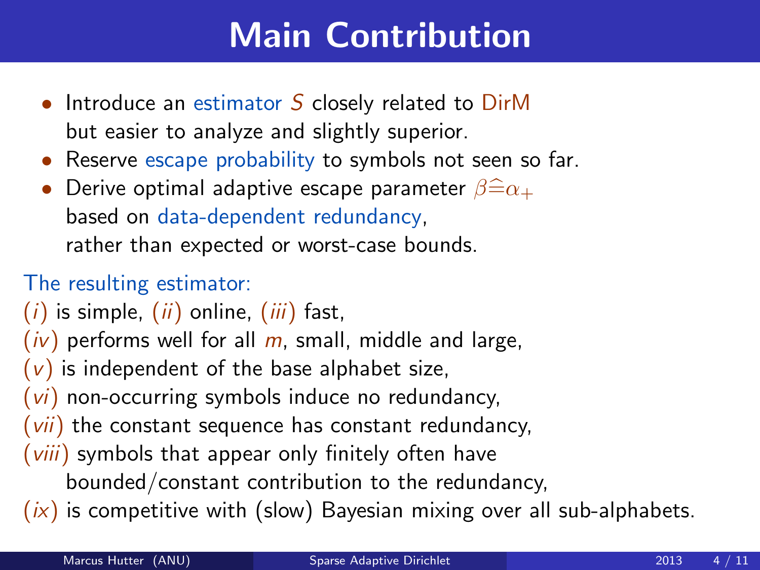# Main Contribution

- Introduce an estimator $S$ closely related to DirM but easier to analyze and slightly superior.
- Reserve escape probability to symbols not seen so far.
- Derive optimal adaptive escape parameter $\beta \widehat{=} \alpha_+$ based on data-dependent redundancy, rather than expected or worst-case bounds.

The resulting estimator:

(*i*) is simple, (*ii*) online, (*iii*) fast,
(*iv*) performs well for all $m$, small, middle and large,
(*v*) is independent of the base alphabet size,
(*vi*) non-occurring symbols induce no redundancy,
(*vii*) the constant sequence has constant redundancy,
(*viii*) symbols that appear only finitely often have bounded/constant contribution to the redundancy,
(*ix*) is competitive with (slow) Bayesian mixing over all sub-alphabets.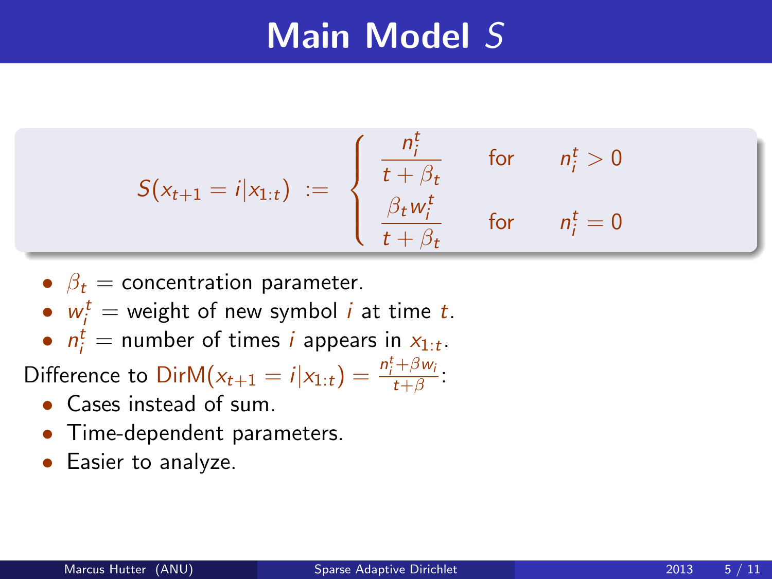# Main Model $S$

$$S(x_{t+1} = i | x_{1:t}) \; := \; \begin{cases} \dfrac{n_i^t}{t + \beta_t} & \text{for} \quad n_i^t > 0 \\ \dfrac{\beta_t w_i^t}{t + \beta_t} & \text{for} \quad n_i^t = 0 \end{cases}$$

- $\beta_t$ = concentration parameter.
- $w_i^t$ = weight of new symbol $i$ at time $t$.
- $n_i^t$ = number of times $i$ appears in $x_{1:t}$.

Difference to $\text{DirM}(x_{t+1} = i | x_{1:t}) = \frac{n_i^t + \beta w_i}{t + \beta}$:

- Cases instead of sum.
- Time-dependent parameters.
- Easier to analyze.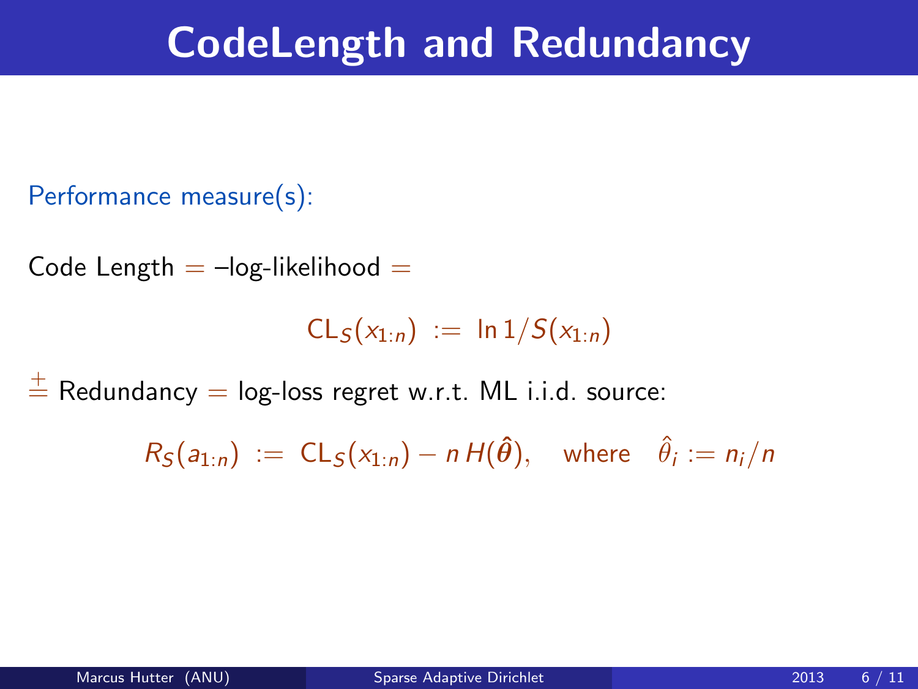# CodeLength and Redundancy

Performance measure(s):

Code Length = –log-likelihood =

$$\mathrm{CL}_S(x_{1:n}) \;:=\; \ln 1/S(x_{1:n})$$

$\overset{\pm}{=}$ Redundancy = log-loss regret w.r.t. ML i.i.d. source:

$$R_S(a_{1:n}) \;:=\; \mathrm{CL}_S(x_{1:n}) - n\,H(\hat{\boldsymbol{\theta}}), \quad \text{where} \quad \hat{\theta}_i := n_i/n$$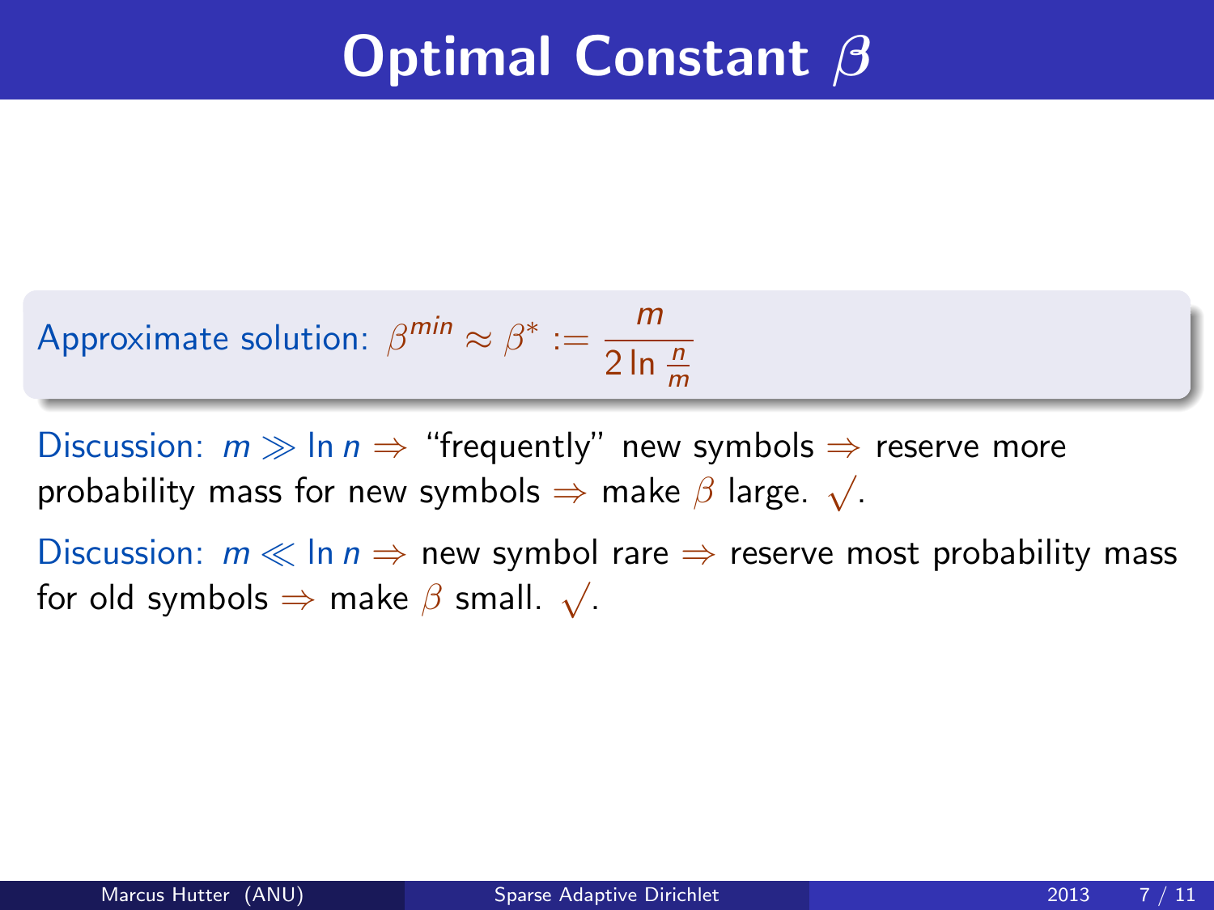# Optimal Constant $\beta$

Approximate solution: $\beta^{min} \approx \beta^* := \frac{m}{2 \ln \frac{n}{m}}$

Discussion: $m \gg \ln n \Rightarrow$ "frequently" new symbols $\Rightarrow$ reserve more probability mass for new symbols $\Rightarrow$ make $\beta$ large. $\surd$.

Discussion: $m \ll \ln n \Rightarrow$ new symbol rare $\Rightarrow$ reserve most probability mass for old symbols $\Rightarrow$ make $\beta$ small. $\surd$.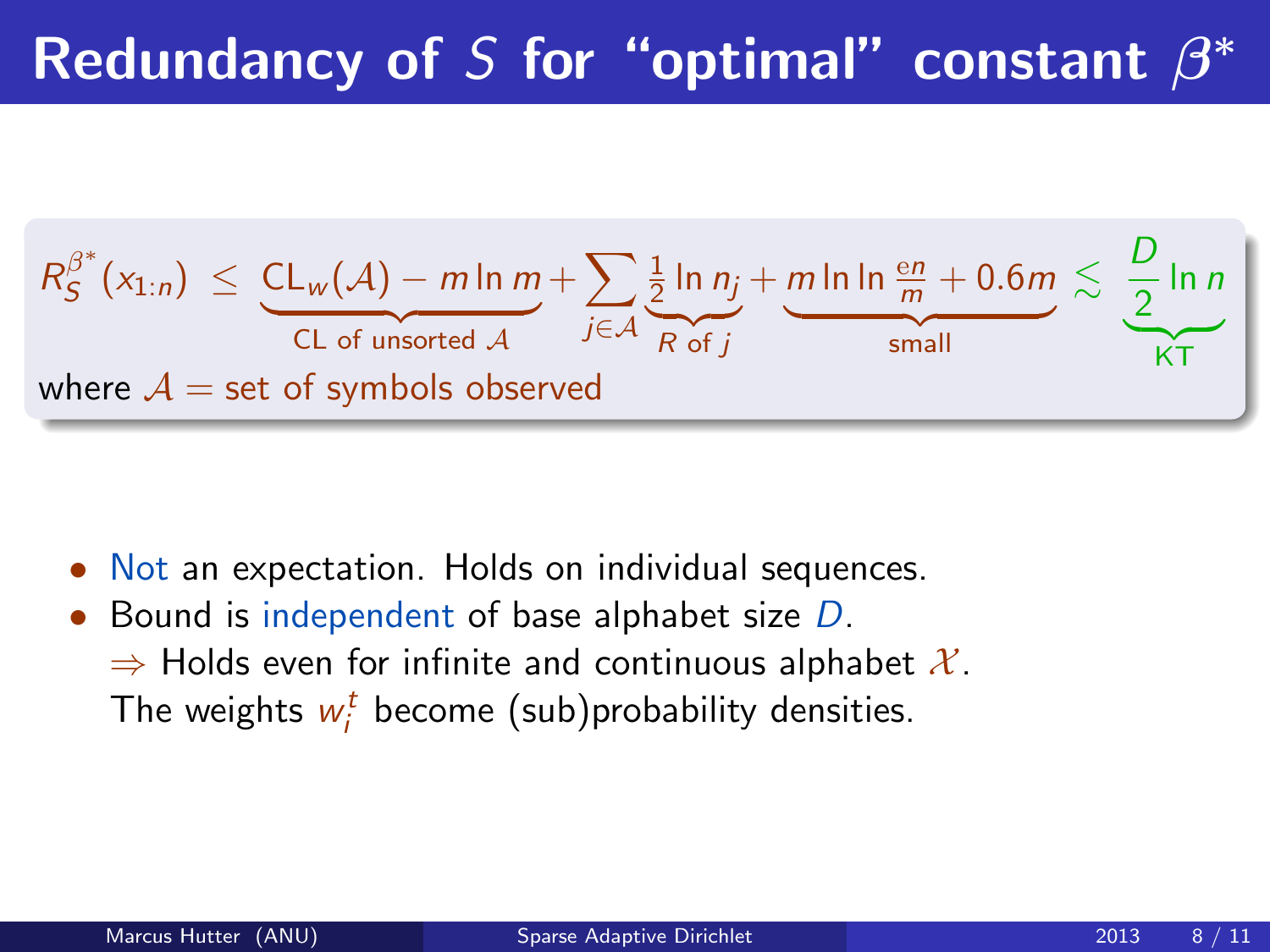# Redundancy of $S$ for "optimal" constant $\beta^*$

$$R_S^{\beta^*}(x_{1:n}) \;\leq\; \underbrace{\mathrm{CL}_w(\mathcal{A}) - m\ln m}_{\text{CL of unsorted }\mathcal{A}} + \sum_{j\in\mathcal{A}} \underbrace{\tfrac{1}{2}\ln n_j}_{R\text{ of }j} + \underbrace{m\ln\ln\tfrac{en}{m} + 0.6m}_{\text{small}} \;\lesssim\; \underbrace{\frac{D}{2}\ln n}_{\text{KT}}$$

where $\mathcal{A}$ = set of symbols observed

- Not an expectation. Holds on individual sequences.
- Bound is independent of base alphabet size $D$.
  $\Rightarrow$ Holds even for infinite and continuous alphabet $\mathcal{X}$.
  The weights $w_i^t$ become (sub)probability densities.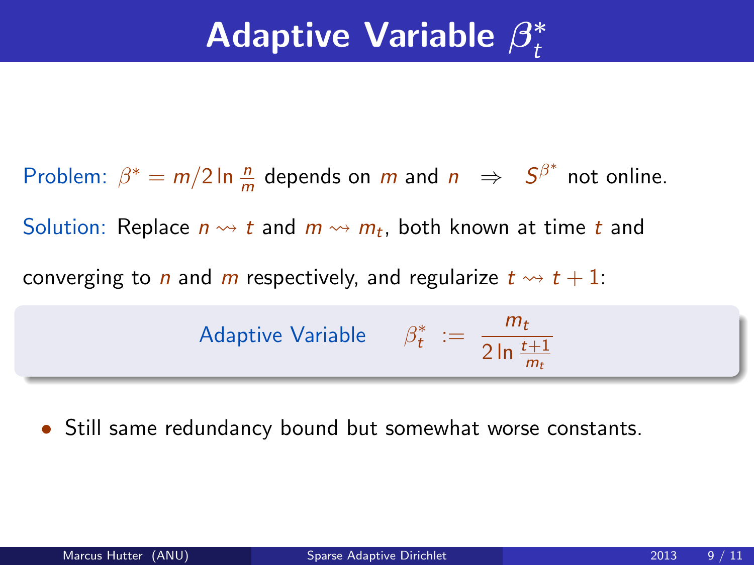# Adaptive Variable $\beta_t^*$

Problem: $\beta^* = m/2\ln\frac{n}{m}$ depends on $m$ and $n$ $\Rightarrow$ $S^{\beta^*}$ not online.

Solution: Replace $n \rightsquigarrow t$ and $m \rightsquigarrow m_t$, both known at time $t$ and converging to $n$ and $m$ respectively, and regularize $t \rightsquigarrow t+1$:

Adaptive Variable $$\beta_t^* \;:=\; \frac{m_t}{2\ln\frac{t+1}{m_t}}$$

- Still same redundancy bound but somewhat worse constants.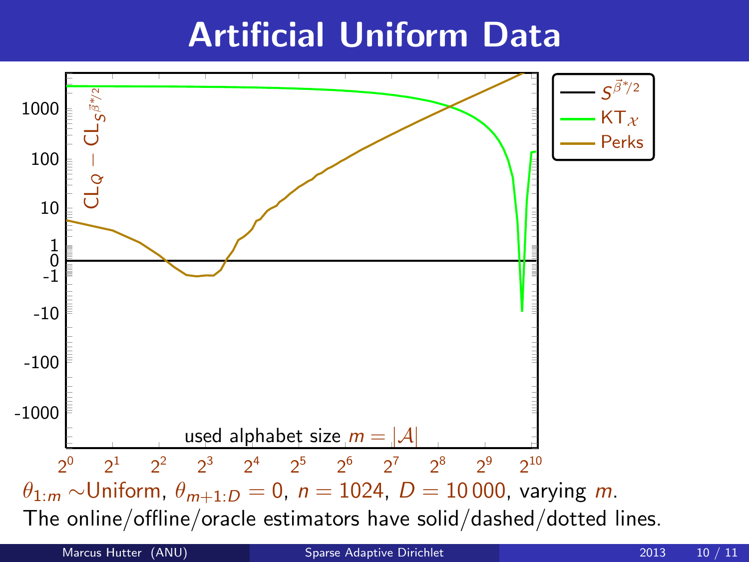# Artificial Uniform Data

$\theta_{1:m}$ ∼Uniform, $\theta_{m+1:D} = 0$, $n = 1024$, $D = 10\,000$, varying $m$.

The online/offline/oracle estimators have solid/dashed/dotted lines.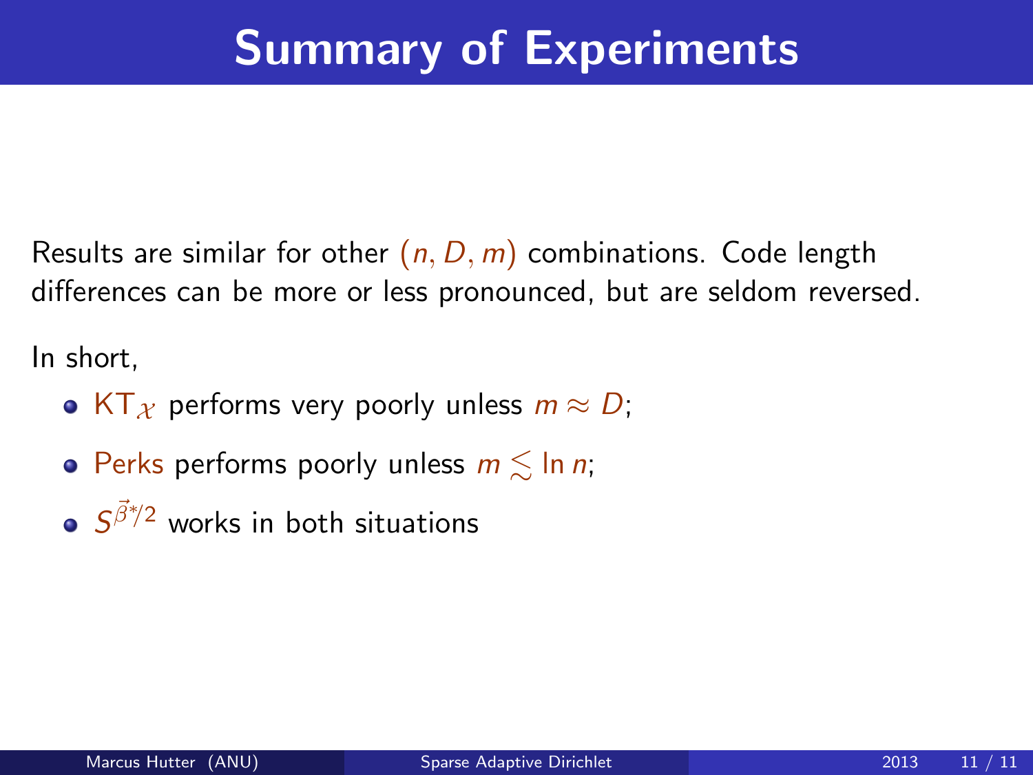# Summary of Experiments

Results are similar for other $(n, D, m)$ combinations. Code length differences can be more or less pronounced, but are seldom reversed.

In short,

- $\mathrm{KT}_{\mathcal{X}}$ performs very poorly unless $m \approx D$;
- Perks performs poorly unless $m \lesssim \ln n$;
- $S^{\vec{\beta}^*/2}$ works in both situations